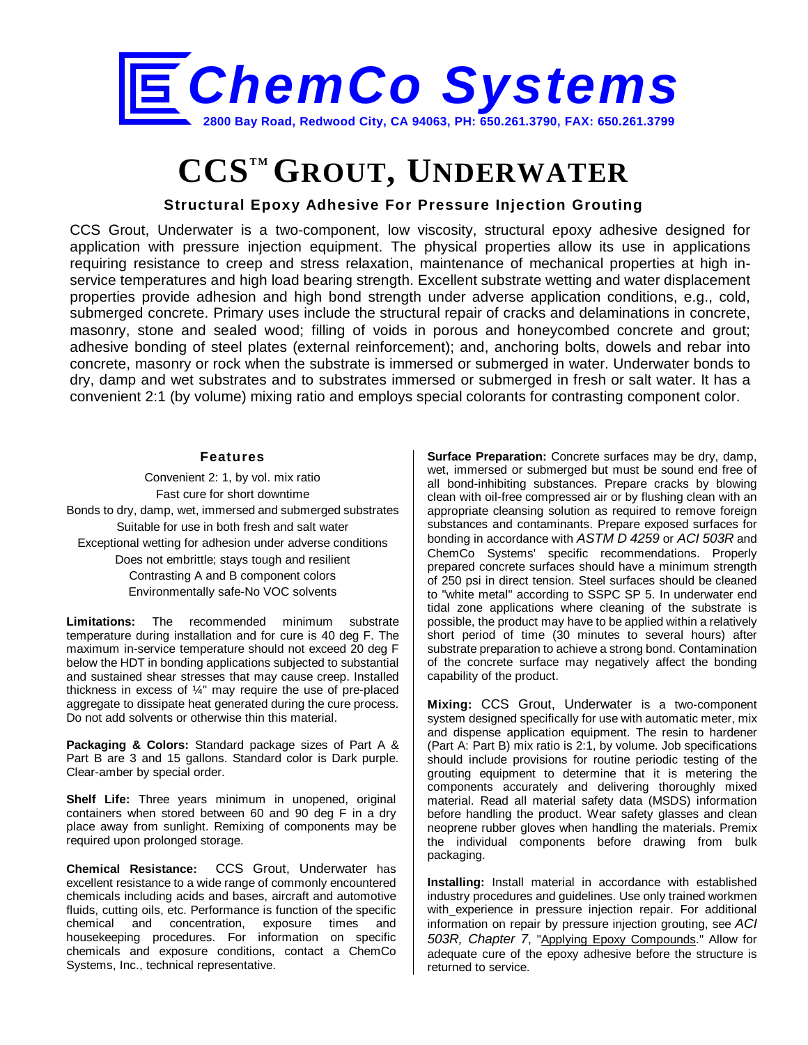# ChemCo Systems

2800 Bay Road, Redwood City, CA 94063, PH: 650.261.3790, FAX: 650.261.3799

# CCS™ GROUT, UNDERWATER

### Structural Epoxy Adhesive For Pressure Injection Grouting

CCS Grout, Underwater is a two-component, low viscosity, structural epoxy adhesive designed for application with pressure injection equipment. The physical properties allow its use in applications requiring resistance to creep and stress relaxation, maintenance of mechanical properties at high in-service temperatures and high load bearing strength. Excellent substrate wetting and water displacement properties provide adhesion and high bond strength under adverse application conditions, e.g., cold, submerged concrete. Primary uses include the structural repair of cracks and delaminations in concrete, masonry, stone and sealed wood; filling of voids in porous and honeycombed concrete and grout; adhesive bonding of steel plates (external reinforcement); and, anchoring bolts, dowels and rebar into concrete, masonry or rock when the substrate is immersed or submerged in water. Underwater bonds to dry, damp and wet substrates and to substrates immersed or submerged in fresh or salt water. It has a convenient 2:1 (by volume) mixing ratio and employs special colorants for contrasting component color.

#### Features

Convenient 2: 1, by vol. mix ratio
Fast cure for short downtime
Bonds to dry, damp, wet, immersed and submerged substrates
Suitable for use in both fresh and salt water
Exceptional wetting for adhesion under adverse conditions
Does not embrittle; stays tough and resilient
Contrasting A and B component colors
Environmentally safe-No VOC solvents

**Limitations:** The recommended minimum substrate temperature during installation and for cure is 40 deg F. The maximum in-service temperature should not exceed 20 deg F below the HDT in bonding applications subjected to substantial and sustained shear stresses that may cause creep. Installed thickness in excess of ¼" may require the use of pre-placed aggregate to dissipate heat generated during the cure process. Do not add solvents or otherwise thin this material.

**Packaging & Colors:** Standard package sizes of Part A & Part B are 3 and 15 gallons. Standard color is Dark purple. Clear-amber by special order.

**Shelf Life:** Three years minimum in unopened, original containers when stored between 60 and 90 deg F in a dry place away from sunlight. Remixing of components may be required upon prolonged storage.

**Chemical Resistance:** CCS Grout, Underwater has excellent resistance to a wide range of commonly encountered chemicals including acids and bases, aircraft and automotive fluids, cutting oils, etc. Performance is function of the specific chemical and concentration, exposure times and housekeeping procedures. For information on specific chemicals and exposure conditions, contact a ChemCo Systems, Inc., technical representative.

**Surface Preparation:** Concrete surfaces may be dry, damp, wet, immersed or submerged but must be sound end free of all bond-inhibiting substances. Prepare cracks by blowing clean with oil-free compressed air or by flushing clean with an appropriate cleansing solution as required to remove foreign substances and contaminants. Prepare exposed surfaces for bonding in accordance with *ASTM D 4259* or *ACI 503R* and ChemCo Systems' specific recommendations. Properly prepared concrete surfaces should have a minimum strength of 250 psi in direct tension. Steel surfaces should be cleaned to "white metal" according to SSPC SP 5. In underwater end tidal zone applications where cleaning of the substrate is possible, the product may have to be applied within a relatively short period of time (30 minutes to several hours) after substrate preparation to achieve a strong bond. Contamination of the concrete surface may negatively affect the bonding capability of the product.

**Mixing:** CCS Grout, Underwater is a two-component system designed specifically for use with automatic meter, mix and dispense application equipment. The resin to hardener (Part A: Part B) mix ratio is 2:1, by volume. Job specifications should include provisions for routine periodic testing of the grouting equipment to determine that it is metering the components accurately and delivering thoroughly mixed material. Read all material safety data (MSDS) information before handling the product. Wear safety glasses and clean neoprene rubber gloves when handling the materials. Premix the individual components before drawing from bulk packaging.

**Installing:** Install material in accordance with established industry procedures and guidelines. Use only trained workmen with experience in pressure injection repair. For additional information on repair by pressure injection grouting, see *ACI 503R, Chapter 7*, "Applying Epoxy Compounds." Allow for adequate cure of the epoxy adhesive before the structure is returned to service.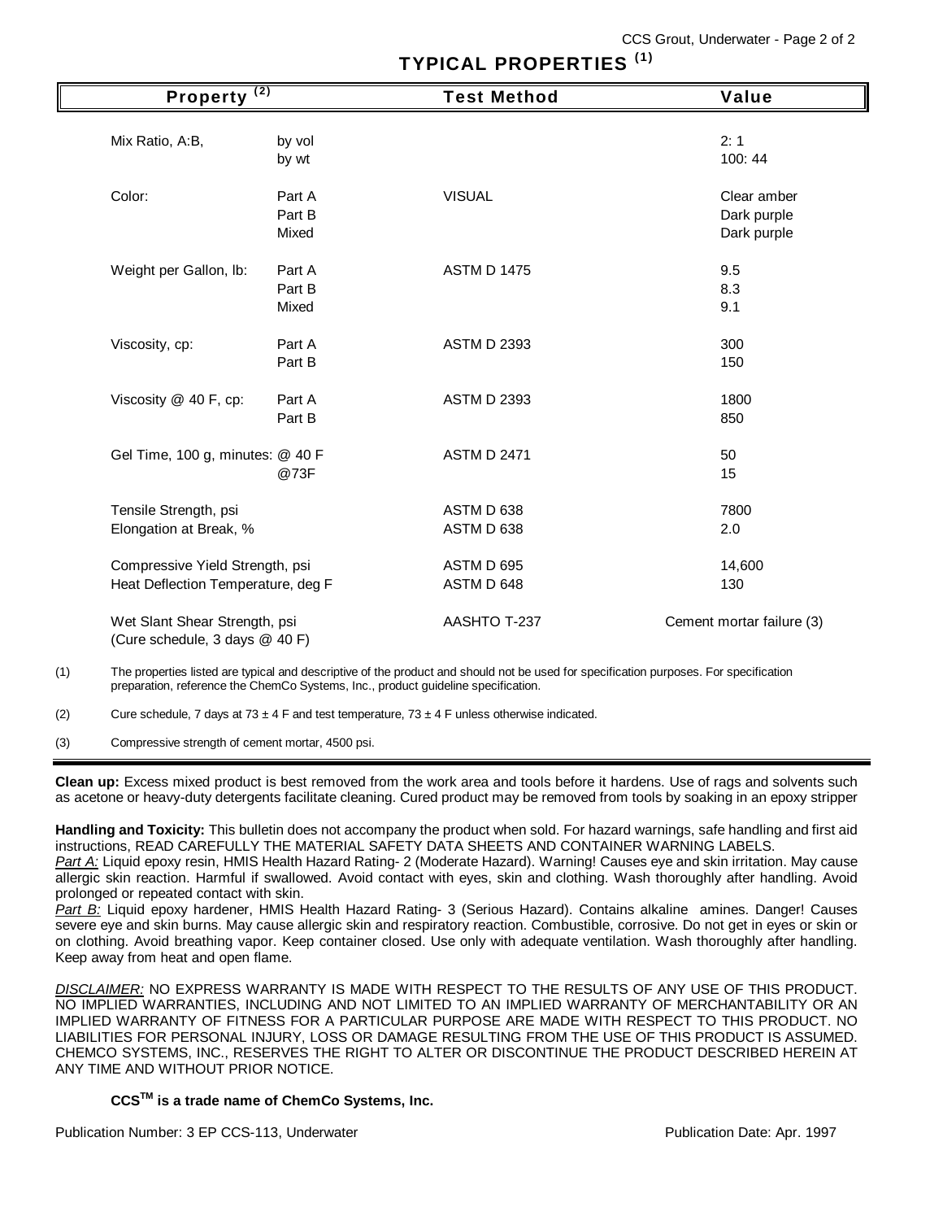## TYPICAL PROPERTIES [1]

| Property [2] | | Test Method | Value |
|---|---|---|---|
| Mix Ratio, A:B, | by vol | | 2: 1 |
| | by wt | | 100: 44 |
| Color: | Part A | VISUAL | Clear amber |
| | Part B | | Dark purple |
| | Mixed | | Dark purple |
| Weight per Gallon, lb: | Part A | ASTM D 1475 | 9.5 |
| | Part B | | 8.3 |
| | Mixed | | 9.1 |
| Viscosity, cp: | Part A | ASTM D 2393 | 300 |
| | Part B | | 150 |
| Viscosity @ 40 F, cp: | Part A | ASTM D 2393 | 1800 |
| | Part B | | 850 |
| Gel Time, 100 g, minutes: | @ 40 F | ASTM D 2471 | 50 |
| | @73F | | 15 |
| Tensile Strength, psi | | ASTM D 638 | 7800 |
| Elongation at Break, % | | ASTM D 638 | 2.0 |
| Compressive Yield Strength, psi | | ASTM D 695 | 14,600 |
| Heat Deflection Temperature, deg F | | ASTM D 648 | 130 |
| Wet Slant Shear Strength, psi (Cure schedule, 3 days @ 40 F) | | AASHTO T-237 | Cement mortar failure (3) |

(1) The properties listed are typical and descriptive of the product and should not be used for specification purposes. For specification preparation, reference the ChemCo Systems, Inc., product guideline specification.

(2) Cure schedule, 7 days at 73 ± 4 F and test temperature, 73 ± 4 F unless otherwise indicated.

(3) Compressive strength of cement mortar, 4500 psi.

**Clean up:** Excess mixed product is best removed from the work area and tools before it hardens. Use of rags and solvents such as acetone or heavy-duty detergents facilitate cleaning. Cured product may be removed from tools by soaking in an epoxy stripper

**Handling and Toxicity:** This bulletin does not accompany the product when sold. For hazard warnings, safe handling and first aid instructions, READ CAREFULLY THE MATERIAL SAFETY DATA SHEETS AND CONTAINER WARNING LABELS.
*Part A:* Liquid epoxy resin, HMIS Health Hazard Rating- 2 (Moderate Hazard). Warning! Causes eye and skin irritation. May cause allergic skin reaction. Harmful if swallowed. Avoid contact with eyes, skin and clothing. Wash thoroughly after handling. Avoid prolonged or repeated contact with skin.
*Part B:* Liquid epoxy hardener, HMIS Health Hazard Rating- 3 (Serious Hazard). Contains alkaline amines. Danger! Causes severe eye and skin burns. May cause allergic skin and respiratory reaction. Combustible, corrosive. Do not get in eyes or skin or on clothing. Avoid breathing vapor. Keep container closed. Use only with adequate ventilation. Wash thoroughly after handling. Keep away from heat and open flame.

*DISCLAIMER:* NO EXPRESS WARRANTY IS MADE WITH RESPECT TO THE RESULTS OF ANY USE OF THIS PRODUCT. NO IMPLIED WARRANTIES, INCLUDING AND NOT LIMITED TO AN IMPLIED WARRANTY OF MERCHANTABILITY OR AN IMPLIED WARRANTY OF FITNESS FOR A PARTICULAR PURPOSE ARE MADE WITH RESPECT TO THIS PRODUCT. NO LIABILITIES FOR PERSONAL INJURY, LOSS OR DAMAGE RESULTING FROM THE USE OF THIS PRODUCT IS ASSUMED. CHEMCO SYSTEMS, INC., RESERVES THE RIGHT TO ALTER OR DISCONTINUE THE PRODUCT DESCRIBED HEREIN AT ANY TIME AND WITHOUT PRIOR NOTICE.

**CCS™ is a trade name of ChemCo Systems, Inc.**

Publication Number: 3 EP CCS-113, Underwater

Publication Date: Apr. 1997